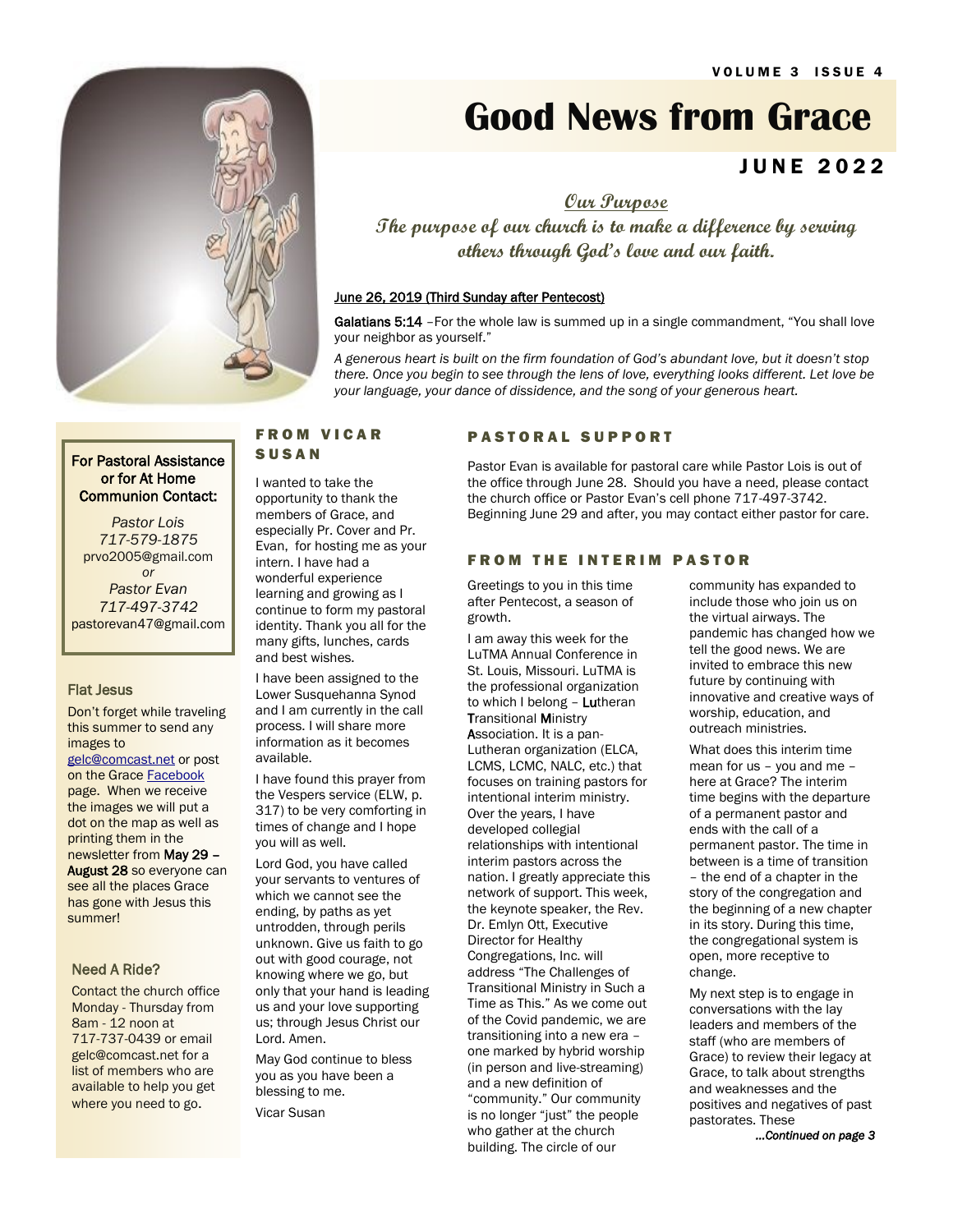# Good News from Grace

## JUNE 2022

***Our Purpose***

***The purpose of our church is to make a difference by serving others through God's love and our faith.***

June 26, 2019 (Third Sunday after Pentecost)

**Galatians 5:14** –For the whole law is summed up in a single commandment, "You shall love your neighbor as yourself."

*A generous heart is built on the firm foundation of God's abundant love, but it doesn't stop there. Once you begin to see through the lens of love, everything looks different. Let love be your language, your dance of dissidence, and the song of your generous heart.*

**For Pastoral Assistance or for At Home Communion Contact:**

*Pastor Lois*
*717-579-1875*
prvo2005@gmail.com
*or*
*Pastor Evan*
*717-497-3742*
pastorevan47@gmail.com

### Flat Jesus

Don't forget while traveling this summer to send any images to gelc@comcast.net or post on the Grace Facebook page. When we receive the images we will put a dot on the map as well as printing them in the newsletter from **May 29 – August 28** so everyone can see all the places Grace has gone with Jesus this summer!

### Need A Ride?

Contact the church office Monday - Thursday from 8am - 12 noon at 717-737-0439 or email gelc@comcast.net for a list of members who are available to help you get where you need to go.

## FROM VICAR SUSAN

I wanted to take the opportunity to thank the members of Grace, and especially Pr. Cover and Pr. Evan, for hosting me as your intern. I have had a wonderful experience learning and growing as I continue to form my pastoral identity. Thank you all for the many gifts, lunches, cards and best wishes.

I have been assigned to the Lower Susquehanna Synod and I am currently in the call process. I will share more information as it becomes available.

I have found this prayer from the Vespers service (ELW, p. 317) to be very comforting in times of change and I hope you will as well.

Lord God, you have called your servants to ventures of which we cannot see the ending, by paths as yet untrodden, through perils unknown. Give us faith to go out with good courage, not knowing where we go, but only that your hand is leading us and your love supporting us; through Jesus Christ our Lord. Amen.

May God continue to bless you as you have been a blessing to me.

Vicar Susan

## PASTORAL SUPPORT

Pastor Evan is available for pastoral care while Pastor Lois is out of the office through June 28. Should you have a need, please contact the church office or Pastor Evan's cell phone 717-497-3742. Beginning June 29 and after, you may contact either pastor for care.

## FROM THE INTERIM PASTOR

Greetings to you in this time after Pentecost, a season of growth.

I am away this week for the LuTMA Annual Conference in St. Louis, Missouri. LuTMA is the professional organization to which I belong – **Lu**theran **T**ransitional **M**inistry **A**ssociation. It is a pan-Lutheran organization (ELCA, LCMS, LCMC, NALC, etc.) that focuses on training pastors for intentional interim ministry. Over the years, I have developed collegial relationships with intentional interim pastors across the nation. I greatly appreciate this network of support. This week, the keynote speaker, the Rev. Dr. Emlyn Ott, Executive Director for Healthy Congregations, Inc. will address "The Challenges of Transitional Ministry in Such a Time as This." As we come out of the Covid pandemic, we are transitioning into a new era – one marked by hybrid worship (in person and live-streaming) and a new definition of "community." Our community is no longer "just" the people who gather at the church building. The circle of our community has expanded to include those who join us on the virtual airways. The pandemic has changed how we tell the good news. We are invited to embrace this new future by continuing with innovative and creative ways of worship, education, and outreach ministries.

What does this interim time mean for us – you and me – here at Grace? The interim time begins with the departure of a permanent pastor and ends with the call of a permanent pastor. The time in between is a time of transition – the end of a chapter in the story of the congregation and the beginning of a new chapter in its story. During this time, the congregational system is open, more receptive to change.

My next step is to engage in conversations with the lay leaders and members of the staff (who are members of Grace) to review their legacy at Grace, to talk about strengths and weaknesses and the positives and negatives of past pastorates. These

*...Continued on page 3*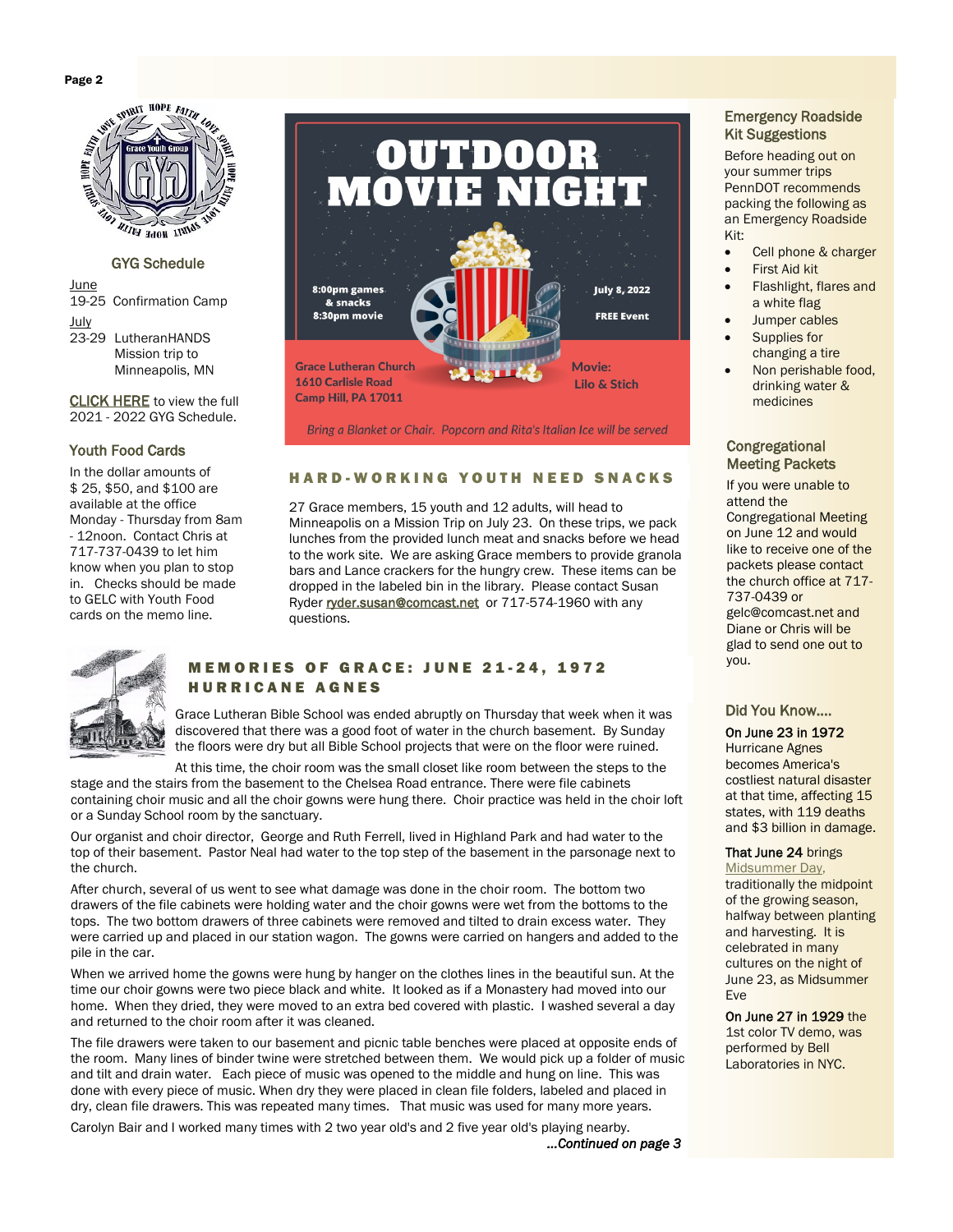## GYG Schedule

June
19-25 Confirmation Camp

July
23-29 LutheranHANDS Mission trip to Minneapolis, MN

CLICK HERE to view the full 2021 - 2022 GYG Schedule.

### Youth Food Cards

In the dollar amounts of $ 25, $50, and $100 are available at the office Monday - Thursday from 8am - 12noon. Contact Chris at 717-737-0439 to let him know when you plan to stop in. Checks should be made to GELC with Youth Food cards on the memo line.

# OUTDOOR MOVIE NIGHT

8:00pm games & snacks
8:30pm movie

July 8, 2022

FREE Event

Grace Lutheran Church
1610 Carlisle Road
Camp Hill, PA 17011

Movie:
Lilo & Stich

*Bring a Blanket or Chair. Popcorn and Rita's Italian Ice will be served*

## HARD-WORKING YOUTH NEED SNACKS

27 Grace members, 15 youth and 12 adults, will head to Minneapolis on a Mission Trip on July 23. On these trips, we pack lunches from the provided lunch meat and snacks before we head to the work site. We are asking Grace members to provide granola bars and Lance crackers for the hungry crew. These items can be dropped in the labeled bin in the library. Please contact Susan Ryder ryder.susan@comcast.net or 717-574-1960 with any questions.

## MEMORIES OF GRACE: JUNE 21-24, 1972 HURRICANE AGNES

Grace Lutheran Bible School was ended abruptly on Thursday that week when it was discovered that there was a good foot of water in the church basement. By Sunday the floors were dry but all Bible School projects that were on the floor were ruined.

At this time, the choir room was the small closet like room between the steps to the stage and the stairs from the basement to the Chelsea Road entrance. There were file cabinets containing choir music and all the choir gowns were hung there. Choir practice was held in the choir loft or a Sunday School room by the sanctuary.

Our organist and choir director, George and Ruth Ferrell, lived in Highland Park and had water to the top of their basement. Pastor Neal had water to the top step of the basement in the parsonage next to the church.

After church, several of us went to see what damage was done in the choir room. The bottom two drawers of the file cabinets were holding water and the choir gowns were wet from the bottoms to the tops. The two bottom drawers of three cabinets were removed and tilted to drain excess water. They were carried up and placed in our station wagon. The gowns were carried on hangers and added to the pile in the car.

When we arrived home the gowns were hung by hanger on the clothes lines in the beautiful sun. At the time our choir gowns were two piece black and white. It looked as if a Monastery had moved into our home. When they dried, they were moved to an extra bed covered with plastic. I washed several a day and returned to the choir room after it was cleaned.

The file drawers were taken to our basement and picnic table benches were placed at opposite ends of the room. Many lines of binder twine were stretched between them. We would pick up a folder of music and tilt and drain water. Each piece of music was opened to the middle and hung on line. This was done with every piece of music. When dry they were placed in clean file folders, labeled and placed in dry, clean file drawers. This was repeated many times. That music was used for many more years.

Carolyn Bair and I worked many times with 2 two year old's and 2 five year old's playing nearby.

*...Continued on page 3*

### Emergency Roadside Kit Suggestions

Before heading out on your summer trips PennDOT recommends packing the following as an Emergency Roadside Kit:

- Cell phone & charger
- First Aid kit
- Flashlight, flares and a white flag
- Jumper cables
- Supplies for changing a tire
- Non perishable food, drinking water & medicines

### Congregational Meeting Packets

If you were unable to attend the Congregational Meeting on June 12 and would like to receive one of the packets please contact the church office at 717-737-0439 or gelc@comcast.net and Diane or Chris will be glad to send one out to you.

### Did You Know....

**On June 23 in 1972** Hurricane Agnes becomes America's costliest natural disaster at that time, affecting 15 states, with 119 deaths and $3 billion in damage.

**That June 24** brings Midsummer Day, traditionally the midpoint of the growing season, halfway between planting and harvesting. It is celebrated in many cultures on the night of June 23, as Midsummer Eve

**On June 27 in 1929** the 1st color TV demo, was performed by Bell Laboratories in NYC.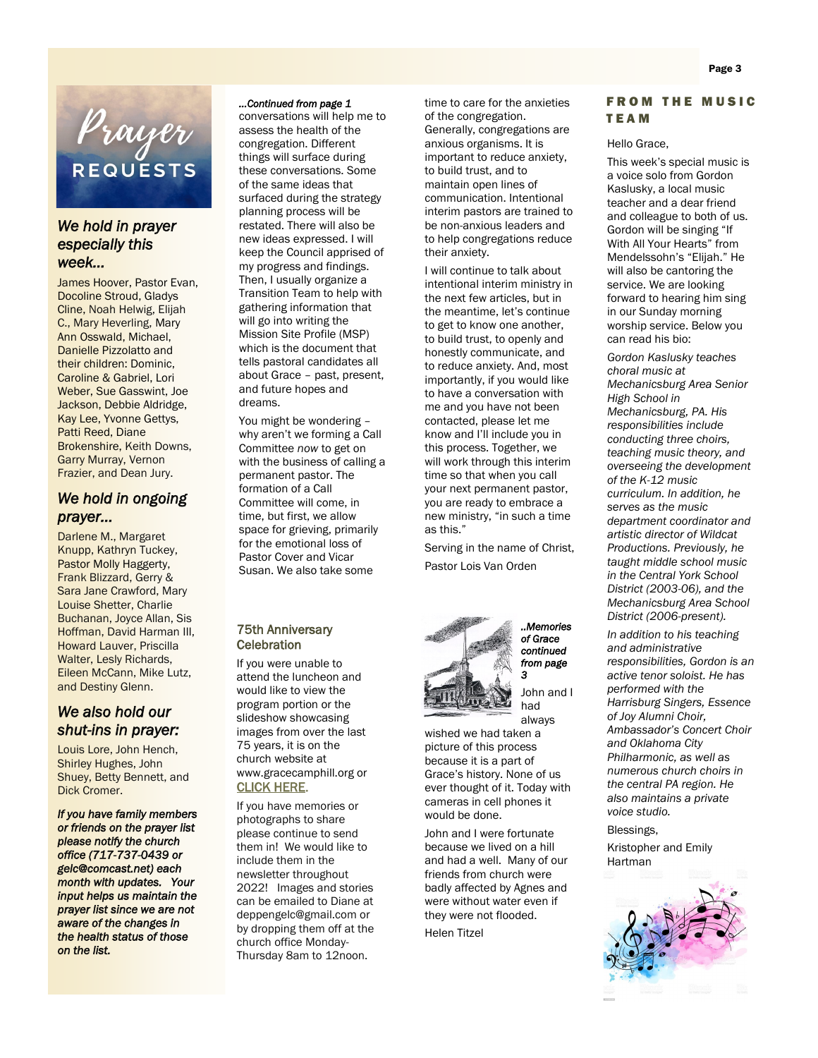# Prayer REQUESTS

### We hold in prayer especially this week...

James Hoover, Pastor Evan, Docoline Stroud, Gladys Cline, Noah Helwig, Elijah C., Mary Heverling, Mary Ann Osswald, Michael, Danielle Pizzolatto and their children: Dominic, Caroline & Gabriel, Lori Weber, Sue Gasswint, Joe Jackson, Debbie Aldridge, Kay Lee, Yvonne Gettys, Patti Reed, Diane Brokenshire, Keith Downs, Garry Murray, Vernon Frazier, and Dean Jury.

### We hold in ongoing prayer...

Darlene M., Margaret Knupp, Kathryn Tuckey, Pastor Molly Haggerty, Frank Blizzard, Gerry & Sara Jane Crawford, Mary Louise Shetter, Charlie Buchanan, Joyce Allan, Sis Hoffman, David Harman III, Howard Lauver, Priscilla Walter, Lesly Richards, Eileen McCann, Mike Lutz, and Destiny Glenn.

### We also hold our shut-ins in prayer:

Louis Lore, John Hench, Shirley Hughes, John Shuey, Betty Bennett, and Dick Cromer.

***If you have family members or friends on the prayer list please notify the church office (717-737-0439 or gelc@comcast.net) each month with updates. Your input helps us maintain the prayer list since we are not aware of the changes in the health status of those on the list.***

*...Continued from page 1*

conversations will help me to assess the health of the congregation. Different things will surface during these conversations. Some of the same ideas that surfaced during the strategy planning process will be restated. There will also be new ideas expressed. I will keep the Council apprised of my progress and findings. Then, I usually organize a Transition Team to help with gathering information that will go into writing the Mission Site Profile (MSP) which is the document that tells pastoral candidates all about Grace – past, present, and future hopes and dreams.

You might be wondering – why aren't we forming a Call Committee *now* to get on with the business of calling a permanent pastor. The formation of a Call Committee will come, in time, but first, we allow space for grieving, primarily for the emotional loss of Pastor Cover and Vicar Susan. We also take some time to care for the anxieties of the congregation. Generally, congregations are anxious organisms. It is important to reduce anxiety, to build trust, and to maintain open lines of communication. Intentional interim pastors are trained to be non-anxious leaders and to help congregations reduce their anxiety.

I will continue to talk about intentional interim ministry in the next few articles, but in the meantime, let's continue to get to know one another, to build trust, to openly and honestly communicate, and to reduce anxiety. And, most importantly, if you would like to have a conversation with me and you have not been contacted, please let me know and I'll include you in this process. Together, we will work through this interim time so that when you call your next permanent pastor, you are ready to embrace a new ministry, "in such a time as this."

Serving in the name of Christ,

Pastor Lois Van Orden

### 75th Anniversary Celebration

If you were unable to attend the luncheon and would like to view the program portion or the slideshow showcasing images from over the last 75 years, it is on the church website at www.gracecamphill.org or CLICK HERE.

If you have memories or photographs to share please continue to send them in! We would like to include them in the newsletter throughout 2022! Images and stories can be emailed to Diane at deppengelc@gmail.com or by dropping them off at the church office Monday-Thursday 8am to 12noon.

***..Memories of Grace continued from page 3***

John and I had always wished we had taken a picture of this process because it is a part of Grace's history. None of us ever thought of it. Today with cameras in cell phones it would be done.

John and I were fortunate because we lived on a hill and had a well. Many of our friends from church were badly affected by Agnes and were without water even if they were not flooded.

Helen Titzel

## FROM THE MUSIC TEAM

Hello Grace,

This week's special music is a voice solo from Gordon Kaslusky, a local music teacher and a dear friend and colleague to both of us. Gordon will be singing "If With All Your Hearts" from Mendelssohn's "Elijah." He will also be cantoring the service. We are looking forward to hearing him sing in our Sunday morning worship service. Below you can read his bio:

*Gordon Kaslusky teaches choral music at Mechanicsburg Area Senior High School in Mechanicsburg, PA. His responsibilities include conducting three choirs, teaching music theory, and overseeing the development of the K-12 music curriculum. In addition, he serves as the music department coordinator and artistic director of Wildcat Productions. Previously, he taught middle school music in the Central York School District (2003-06), and the Mechanicsburg Area School District (2006-present).*

*In addition to his teaching and administrative responsibilities, Gordon is an active tenor soloist. He has performed with the Harrisburg Singers, Essence of Joy Alumni Choir, Ambassador's Concert Choir and Oklahoma City Philharmonic, as well as numerous church choirs in the central PA region. He also maintains a private voice studio.*

Blessings,

Kristopher and Emily Hartman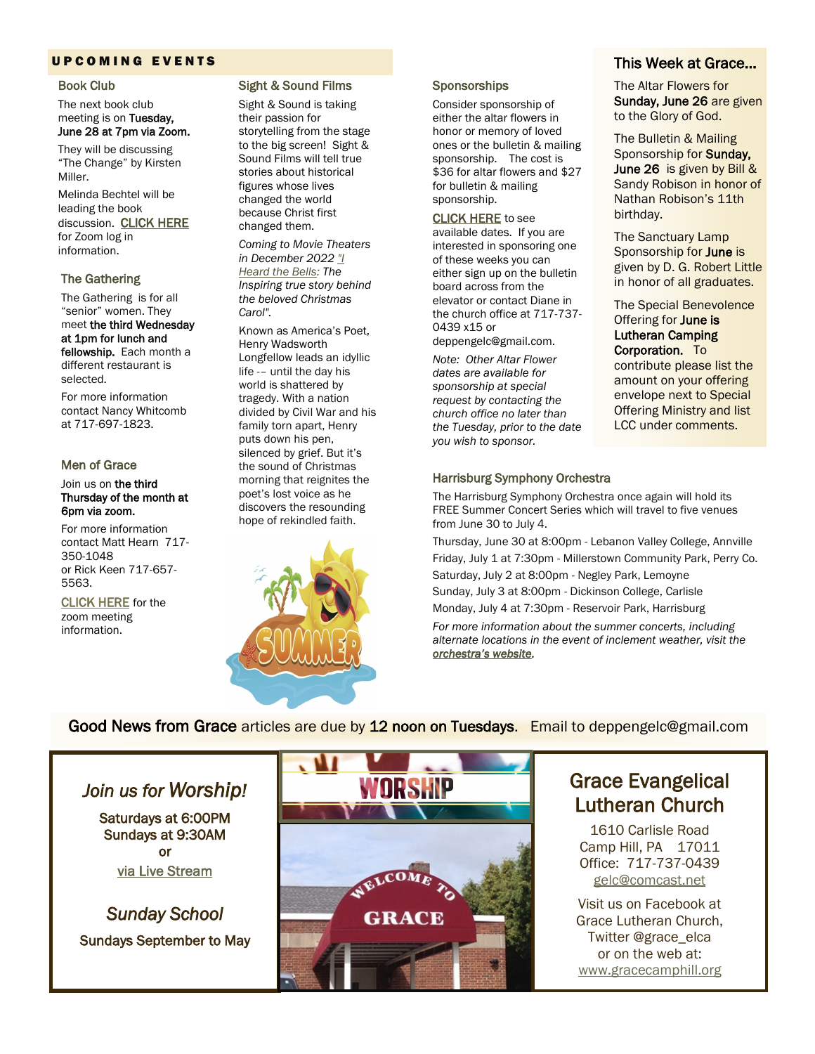## UPCOMING EVENTS

### Book Club

The next book club meeting is on **Tuesday, June 28 at 7pm via Zoom.**

They will be discussing "The Change" by Kirsten Miller.

Melinda Bechtel will be leading the book discussion. CLICK HERE for Zoom log in information.

### The Gathering

The Gathering is for all "senior" women. They meet **the third Wednesday at 1pm for lunch and fellowship.** Each month a different restaurant is selected.

For more information contact Nancy Whitcomb at 717-697-1823.

### Men of Grace

Join us on **the third Thursday of the month at 6pm via zoom.**

For more information contact Matt Hearn 717-350-1048 or Rick Keen 717-657-5563.

CLICK HERE for the zoom meeting information.

### Sight & Sound Films

Sight & Sound is taking their passion for storytelling from the stage to the big screen! Sight & Sound Films will tell true stories about historical figures whose lives changed the world because Christ first changed them.

*Coming to Movie Theaters in December 2022 "I Heard the Bells: The Inspiring true story behind the beloved Christmas Carol".*

Known as America's Poet, Henry Wadsworth Longfellow leads an idyllic life -- until the day his world is shattered by tragedy. With a nation divided by Civil War and his family torn apart, Henry puts down his pen, silenced by grief. But it's the sound of Christmas morning that reignites the poet's lost voice as he discovers the resounding hope of rekindled faith.

SUMMER

### Sponsorships

Consider sponsorship of either the altar flowers in honor or memory of loved ones or the bulletin & mailing sponsorship. The cost is $36 for altar flowers and $27 for bulletin & mailing sponsorship.

CLICK HERE to see available dates. If you are interested in sponsoring one of these weeks you can either sign up on the bulletin board across from the elevator or contact Diane in the church office at 717-737-0439 x15 or deppengelc@gmail.com.

*Note: Other Altar Flower dates are available for sponsorship at special request by contacting the church office no later than the Tuesday, prior to the date you wish to sponsor.*

## This Week at Grace...

The Altar Flowers for **Sunday, June 26** are given to the Glory of God.

The Bulletin & Mailing Sponsorship for **Sunday, June 26** is given by Bill & Sandy Robison in honor of Nathan Robison's 11th birthday.

The Sanctuary Lamp Sponsorship for **June** is given by D. G. Robert Little in honor of all graduates.

The Special Benevolence Offering for **June is Lutheran Camping Corporation.** To contribute please list the amount on your offering envelope next to Special Offering Ministry and list LCC under comments.

### Harrisburg Symphony Orchestra

The Harrisburg Symphony Orchestra once again will hold its FREE Summer Concert Series which will travel to five venues from June 30 to July 4.

Thursday, June 30 at 8:00pm - Lebanon Valley College, Annville
Friday, July 1 at 7:30pm - Millerstown Community Park, Perry Co.
Saturday, July 2 at 8:00pm - Negley Park, Lemoyne
Sunday, July 3 at 8:00pm - Dickinson College, Carlisle
Monday, July 4 at 7:30pm - Reservoir Park, Harrisburg

*For more information about the summer concerts, including alternate locations in the event of inclement weather, visit the **orchestra's website.***

**Good News from Grace** articles are due by **12 noon on Tuesdays**. Email to deppengelc@gmail.com

## *Join us for Worship!*

**Saturdays at 6:00PM**
**Sundays at 9:30AM**
**or**
via Live Stream

## *Sunday School*

**Sundays September to May**

WORSHIP

WELCOME TO GRACE

## Grace Evangelical Lutheran Church

1610 Carlisle Road
Camp Hill, PA 17011
Office: 717-737-0439
gelc@comcast.net

Visit us on Facebook at Grace Lutheran Church, Twitter @grace_elca or on the web at: www.gracecamphill.org